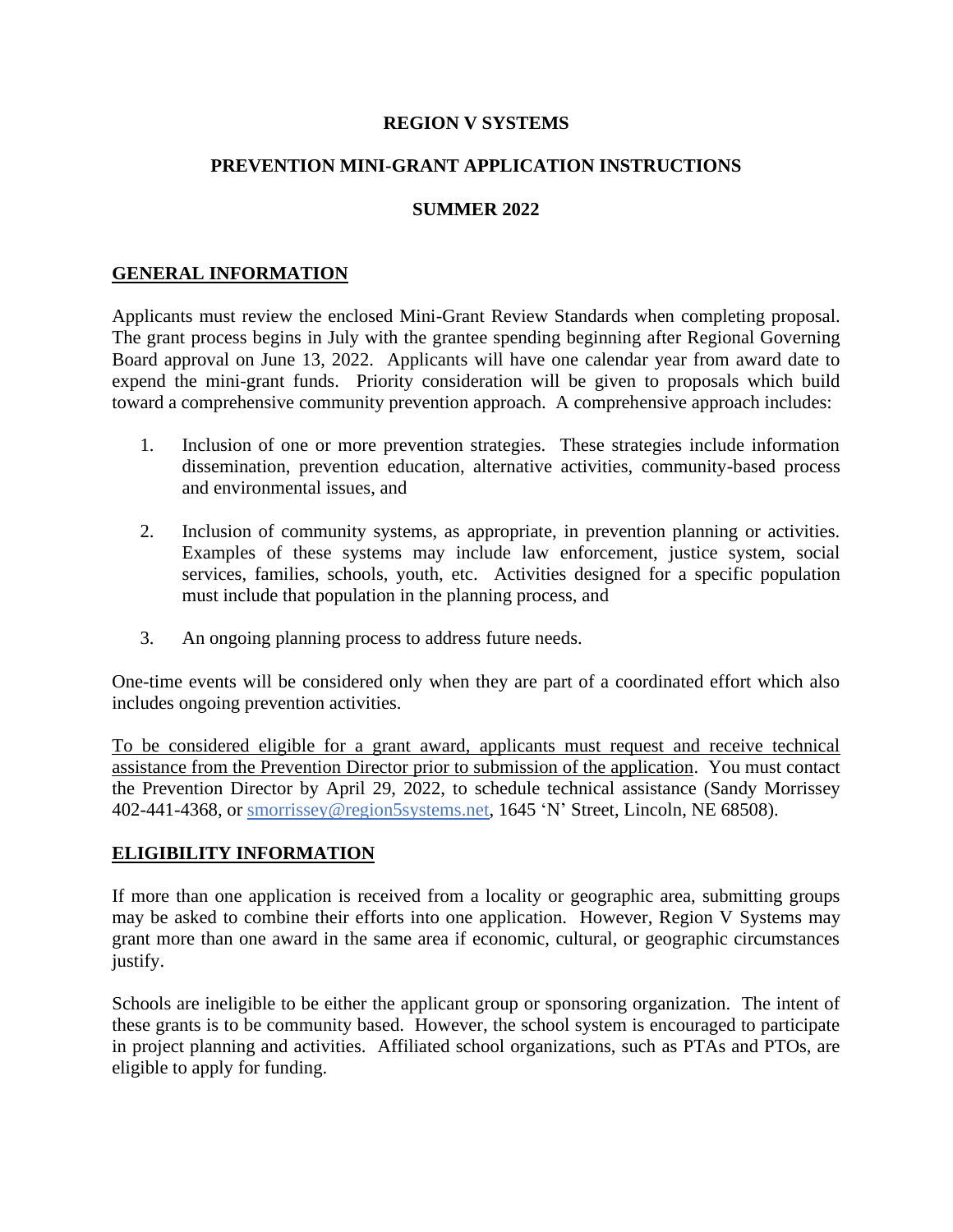# REGION V SYSTEMS

## PREVENTION MINI-GRANT APPLICATION INSTRUCTIONS

## SUMMER 2022

### GENERAL INFORMATION

Applicants must review the enclosed Mini-Grant Review Standards when completing proposal. The grant process begins in July with the grantee spending beginning after Regional Governing Board approval on June 13, 2022. Applicants will have one calendar year from award date to expend the mini-grant funds. Priority consideration will be given to proposals which build toward a comprehensive community prevention approach. A comprehensive approach includes:

1. Inclusion of one or more prevention strategies. These strategies include information dissemination, prevention education, alternative activities, community-based process and environmental issues, and

2. Inclusion of community systems, as appropriate, in prevention planning or activities. Examples of these systems may include law enforcement, justice system, social services, families, schools, youth, etc. Activities designed for a specific population must include that population in the planning process, and

3. An ongoing planning process to address future needs.

One-time events will be considered only when they are part of a coordinated effort which also includes ongoing prevention activities.

<u>To be considered eligible for a grant award, applicants must request and receive technical assistance from the Prevention Director prior to submission of the application</u>. You must contact the Prevention Director by April 29, 2022, to schedule technical assistance (Sandy Morrissey 402-441-4368, or smorrissey@region5systems.net, 1645 'N' Street, Lincoln, NE 68508).

### ELIGIBILITY INFORMATION

If more than one application is received from a locality or geographic area, submitting groups may be asked to combine their efforts into one application. However, Region V Systems may grant more than one award in the same area if economic, cultural, or geographic circumstances justify.

Schools are ineligible to be either the applicant group or sponsoring organization. The intent of these grants is to be community based. However, the school system is encouraged to participate in project planning and activities. Affiliated school organizations, such as PTAs and PTOs, are eligible to apply for funding.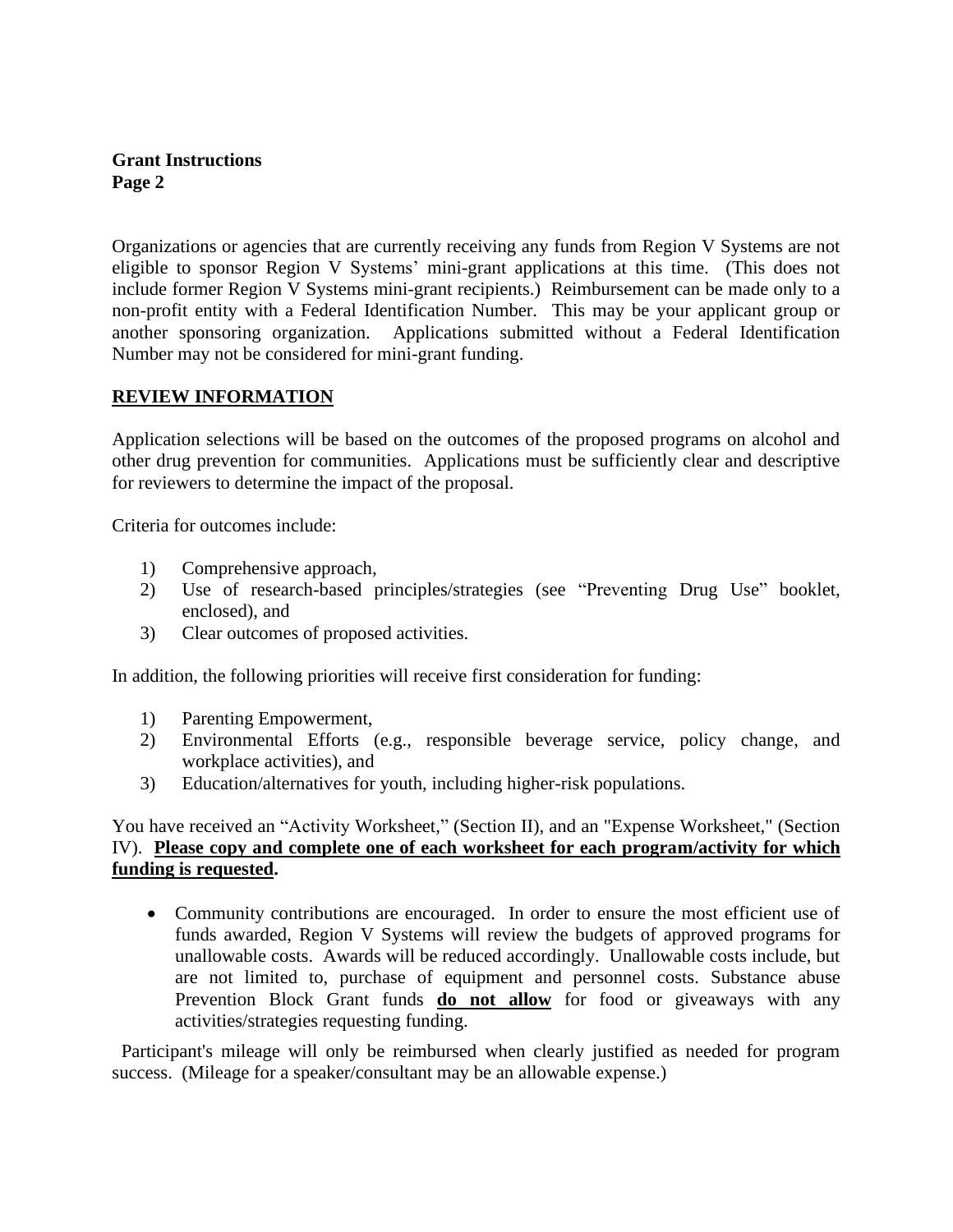Organizations or agencies that are currently receiving any funds from Region V Systems are not eligible to sponsor Region V Systems' mini-grant applications at this time. (This does not include former Region V Systems mini-grant recipients.) Reimbursement can be made only to a non-profit entity with a Federal Identification Number. This may be your applicant group or another sponsoring organization. Applications submitted without a Federal Identification Number may not be considered for mini-grant funding.

## <u>REVIEW INFORMATION</u>

Application selections will be based on the outcomes of the proposed programs on alcohol and other drug prevention for communities. Applications must be sufficiently clear and descriptive for reviewers to determine the impact of the proposal.

Criteria for outcomes include:

1) Comprehensive approach,
2) Use of research-based principles/strategies (see "Preventing Drug Use" booklet, enclosed), and
3) Clear outcomes of proposed activities.

In addition, the following priorities will receive first consideration for funding:

1) Parenting Empowerment,
2) Environmental Efforts (e.g., responsible beverage service, policy change, and workplace activities), and
3) Education/alternatives for youth, including higher-risk populations.

You have received an "Activity Worksheet," (Section II), and an "Expense Worksheet," (Section IV). **<u>Please copy and complete one of each worksheet for each program/activity for which funding is requested</u>.**

- Community contributions are encouraged. In order to ensure the most efficient use of funds awarded, Region V Systems will review the budgets of approved programs for unallowable costs. Awards will be reduced accordingly. Unallowable costs include, but are not limited to, purchase of equipment and personnel costs. Substance abuse Prevention Block Grant funds **<u>do not allow</u>** for food or giveaways with any activities/strategies requesting funding.

Participant's mileage will only be reimbursed when clearly justified as needed for program success. (Mileage for a speaker/consultant may be an allowable expense.)